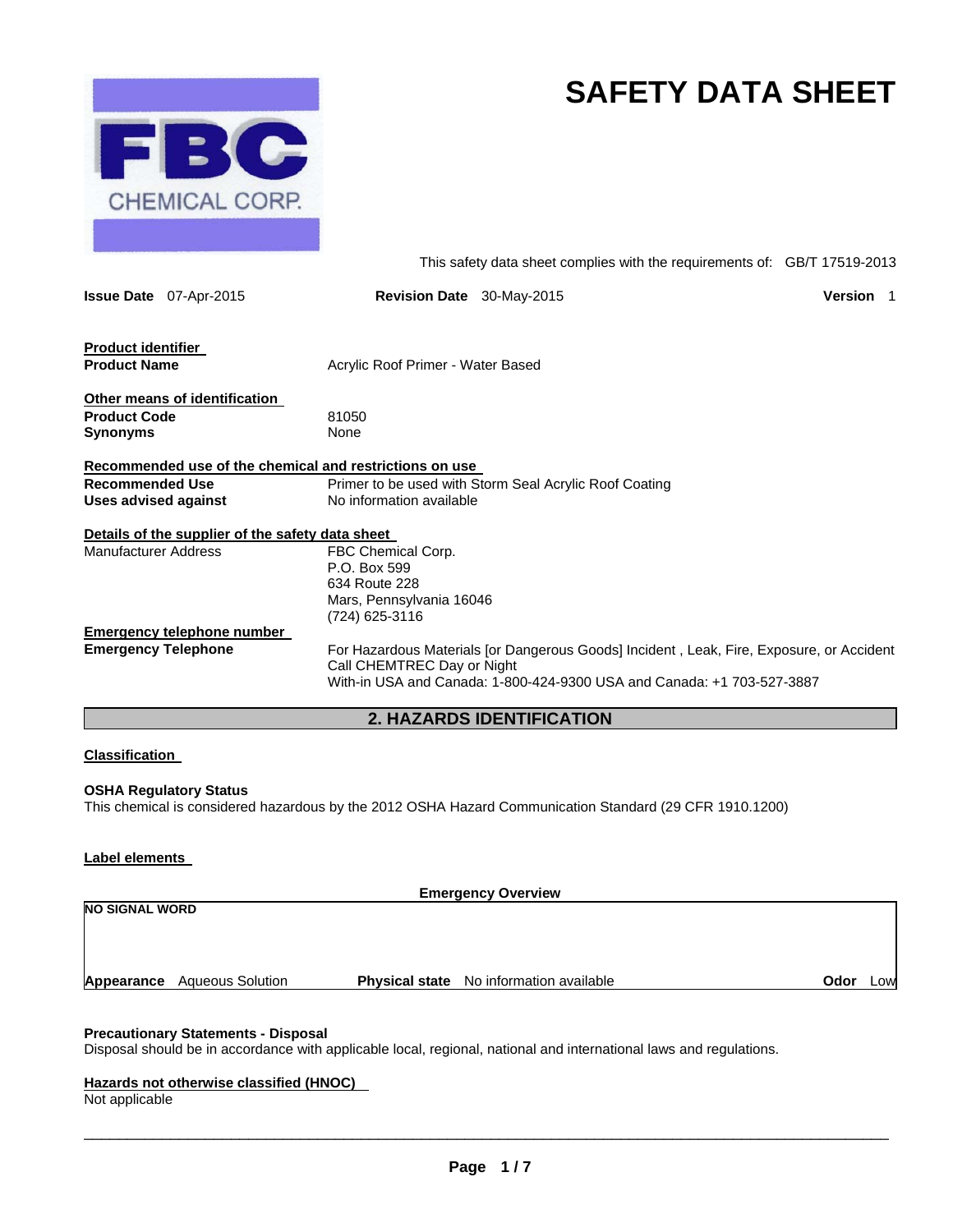# SAFETY DATA SHEET

FBC CHEMICAL CORP.

This safety data sheet complies with the requirements of: GB/T 17519-2013

**Issue Date** 07-Apr-2015 **Revision Date** 30-May-2015 **Version** 1

**Product identifier**

| | |
|---|---|
| **Product Name** | Acrylic Roof Primer - Water Based |

**Other means of identification**

| | |
|---|---|
| **Product Code** | 81050 |
| **Synonyms** | None |

**Recommended use of the chemical and restrictions on use**

| | |
|---|---|
| **Recommended Use** | Primer to be used with Storm Seal Acrylic Roof Coating |
| **Uses advised against** | No information available |

**Details of the supplier of the safety data sheet**

Manufacturer Address
FBC Chemical Corp.
P.O. Box 599
634 Route 228
Mars, Pennsylvania 16046
(724) 625-3116

**Emergency telephone number**

**Emergency Telephone**
For Hazardous Materials [or Dangerous Goods] Incident , Leak, Fire, Exposure, or Accident
Call CHEMTREC Day or Night
With-in USA and Canada: 1-800-424-9300 USA and Canada: +1 703-527-3887

## 2. HAZARDS IDENTIFICATION

**Classification**

**OSHA Regulatory Status**
This chemical is considered hazardous by the 2012 OSHA Hazard Communication Standard (29 CFR 1910.1200)

**Label elements**

**Emergency Overview**

**NO SIGNAL WORD**

**Appearance** Aqueous Solution **Physical state** No information available **Odor** Low

**Precautionary Statements - Disposal**
Disposal should be in accordance with applicable local, regional, national and international laws and regulations.

**Hazards not otherwise classified (HNOC)**
Not applicable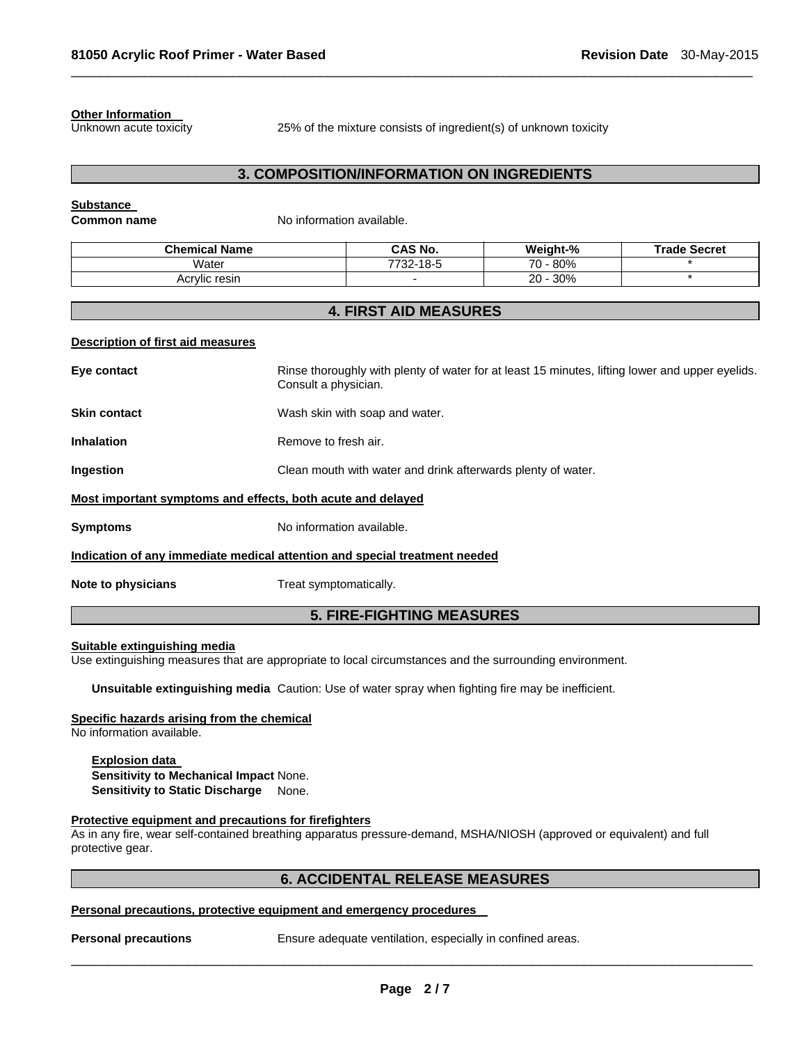**Other Information**

Unknown acute toxicity — 25% of the mixture consists of ingredient(s) of unknown toxicity

## 3. COMPOSITION/INFORMATION ON INGREDIENTS

**Substance**

**Common name** No information available.

| Chemical Name | CAS No. | Weight-% | Trade Secret |
|---|---|---|---|
| Water | 7732-18-5 | 70 - 80% | * |
| Acrylic resin | - | 20 - 30% | * |

## 4. FIRST AID MEASURES

**Description of first aid measures**

**Eye contact** Rinse thoroughly with plenty of water for at least 15 minutes, lifting lower and upper eyelids. Consult a physician.

**Skin contact** Wash skin with soap and water.

**Inhalation** Remove to fresh air.

**Ingestion** Clean mouth with water and drink afterwards plenty of water.

**Most important symptoms and effects, both acute and delayed**

**Symptoms** No information available.

**Indication of any immediate medical attention and special treatment needed**

**Note to physicians** Treat symptomatically.

## 5. FIRE-FIGHTING MEASURES

**Suitable extinguishing media**

Use extinguishing measures that are appropriate to local circumstances and the surrounding environment.

**Unsuitable extinguishing media** Caution: Use of water spray when fighting fire may be inefficient.

**Specific hazards arising from the chemical**

No information available.

**Explosion data**

**Sensitivity to Mechanical Impact** None.

**Sensitivity to Static Discharge** None.

**Protective equipment and precautions for firefighters**

As in any fire, wear self-contained breathing apparatus pressure-demand, MSHA/NIOSH (approved or equivalent) and full protective gear.

## 6. ACCIDENTAL RELEASE MEASURES

**Personal precautions, protective equipment and emergency procedures**

**Personal precautions** Ensure adequate ventilation, especially in confined areas.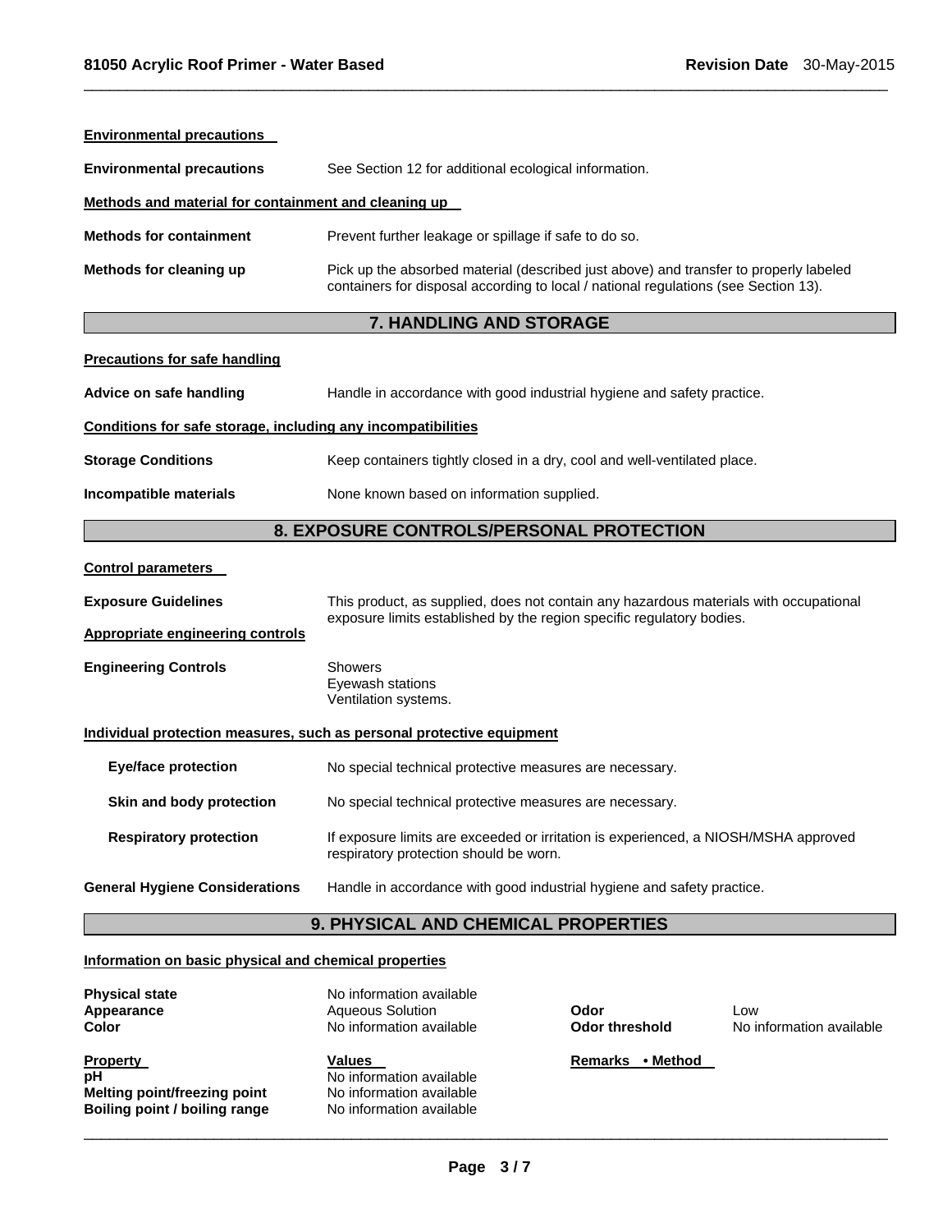**Environmental precautions**

**Environmental precautions** See Section 12 for additional ecological information.

**Methods and material for containment and cleaning up**

**Methods for containment** Prevent further leakage or spillage if safe to do so.

**Methods for cleaning up** Pick up the absorbed material (described just above) and transfer to properly labeled containers for disposal according to local / national regulations (see Section 13).

## 7. HANDLING AND STORAGE

**Precautions for safe handling**

**Advice on safe handling** Handle in accordance with good industrial hygiene and safety practice.

**Conditions for safe storage, including any incompatibilities**

**Storage Conditions** Keep containers tightly closed in a dry, cool and well-ventilated place.

**Incompatible materials** None known based on information supplied.

## 8. EXPOSURE CONTROLS/PERSONAL PROTECTION

**Control parameters**

**Exposure Guidelines** This product, as supplied, does not contain any hazardous materials with occupational exposure limits established by the region specific regulatory bodies.

**Appropriate engineering controls**

**Engineering Controls** Showers
Eyewash stations
Ventilation systems.

**Individual protection measures, such as personal protective equipment**

**Eye/face protection** No special technical protective measures are necessary.

**Skin and body protection** No special technical protective measures are necessary.

**Respiratory protection** If exposure limits are exceeded or irritation is experienced, a NIOSH/MSHA approved respiratory protection should be worn.

**General Hygiene Considerations** Handle in accordance with good industrial hygiene and safety practice.

## 9. PHYSICAL AND CHEMICAL PROPERTIES

**Information on basic physical and chemical properties**

| | | | |
|---|---|---|---|
| **Physical state** | No information available | | |
| **Appearance** | Aqueous Solution | **Odor** | Low |
| **Color** | No information available | **Odor threshold** | No information available |

| **Property** | **Values** | **Remarks • Method** |
|---|---|---|
| **pH** | No information available | |
| **Melting point/freezing point** | No information available | |
| **Boiling point / boiling range** | No information available | |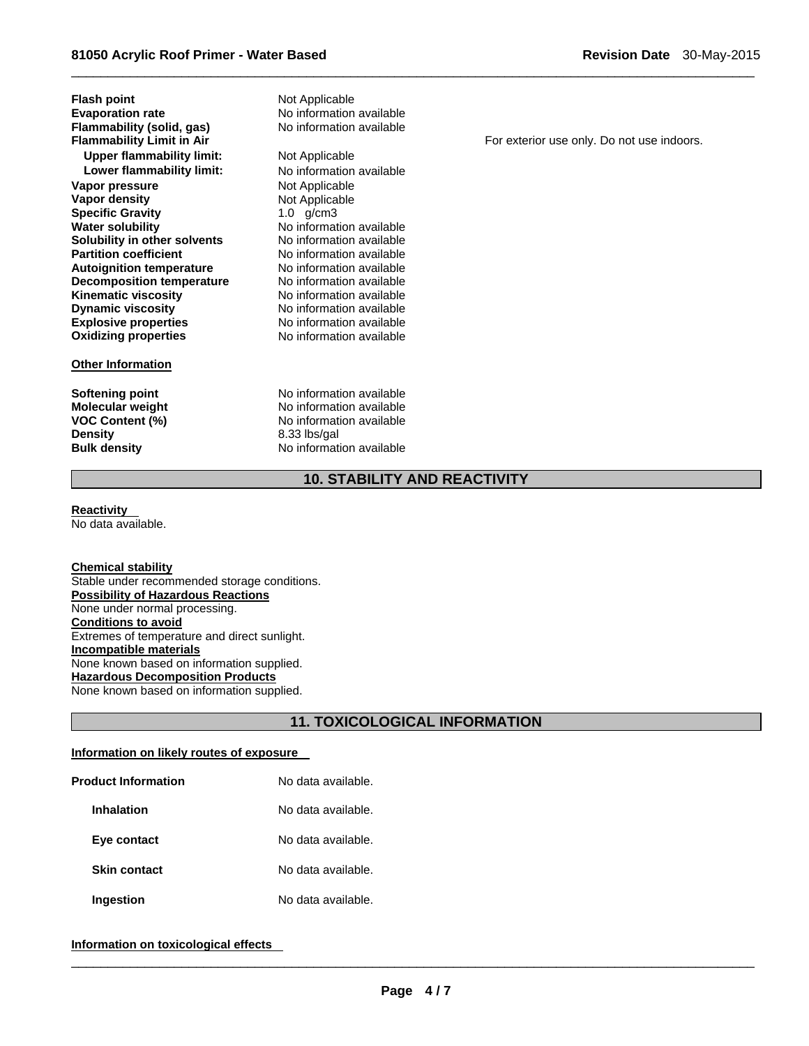| | | |
|---|---|---|
| **Flash point** | Not Applicable | |
| **Evaporation rate** | No information available | |
| **Flammability (solid, gas)** | No information available | |
| **Flammability Limit in Air** | | For exterior use only. Do not use indoors. |
| **Upper flammability limit:** | Not Applicable | |
| **Lower flammability limit:** | No information available | |
| **Vapor pressure** | Not Applicable | |
| **Vapor density** | Not Applicable | |
| **Specific Gravity** | 1.0 g/cm3 | |
| **Water solubility** | No information available | |
| **Solubility in other solvents** | No information available | |
| **Partition coefficient** | No information available | |
| **Autoignition temperature** | No information available | |
| **Decomposition temperature** | No information available | |
| **Kinematic viscosity** | No information available | |
| **Dynamic viscosity** | No information available | |
| **Explosive properties** | No information available | |
| **Oxidizing properties** | No information available | |

**Other Information**

| | |
|---|---|
| **Softening point** | No information available |
| **Molecular weight** | No information available |
| **VOC Content (%)** | No information available |
| **Density** | 8.33 lbs/gal |
| **Bulk density** | No information available |

## 10. STABILITY AND REACTIVITY

**Reactivity**
No data available.

**Chemical stability**
Stable under recommended storage conditions.

**Possibility of Hazardous Reactions**
None under normal processing.

**Conditions to avoid**
Extremes of temperature and direct sunlight.

**Incompatible materials**
None known based on information supplied.

**Hazardous Decomposition Products**
None known based on information supplied.

## 11. TOXICOLOGICAL INFORMATION

**Information on likely routes of exposure**

| | |
|---|---|
| **Product Information** | No data available. |
| **Inhalation** | No data available. |
| **Eye contact** | No data available. |
| **Skin contact** | No data available. |
| **Ingestion** | No data available. |

**Information on toxicological effects**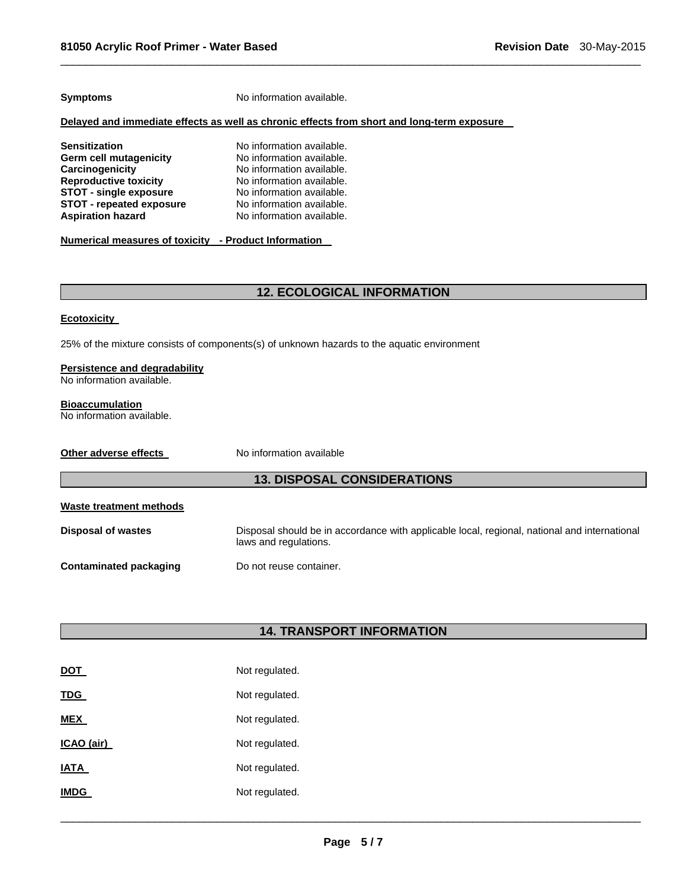**Symptoms** No information available.

**Delayed and immediate effects as well as chronic effects from short and long-term exposure**

| | |
|---|---|
| **Sensitization** | No information available. |
| **Germ cell mutagenicity** | No information available. |
| **Carcinogenicity** | No information available. |
| **Reproductive toxicity** | No information available. |
| **STOT - single exposure** | No information available. |
| **STOT - repeated exposure** | No information available. |
| **Aspiration hazard** | No information available. |

**Numerical measures of toxicity - Product Information**

## 12. ECOLOGICAL INFORMATION

**Ecotoxicity**

25% of the mixture consists of components(s) of unknown hazards to the aquatic environment

**Persistence and degradability**
No information available.

**Bioaccumulation**
No information available.

**Other adverse effects** No information available

## 13. DISPOSAL CONSIDERATIONS

**Waste treatment methods**

| | |
|---|---|
| **Disposal of wastes** | Disposal should be in accordance with applicable local, regional, national and international laws and regulations. |
| **Contaminated packaging** | Do not reuse container. |

## 14. TRANSPORT INFORMATION

| | |
|---|---|
| **DOT** | Not regulated. |
| **TDG** | Not regulated. |
| **MEX** | Not regulated. |
| **ICAO (air)** | Not regulated. |
| **IATA** | Not regulated. |
| **IMDG** | Not regulated. |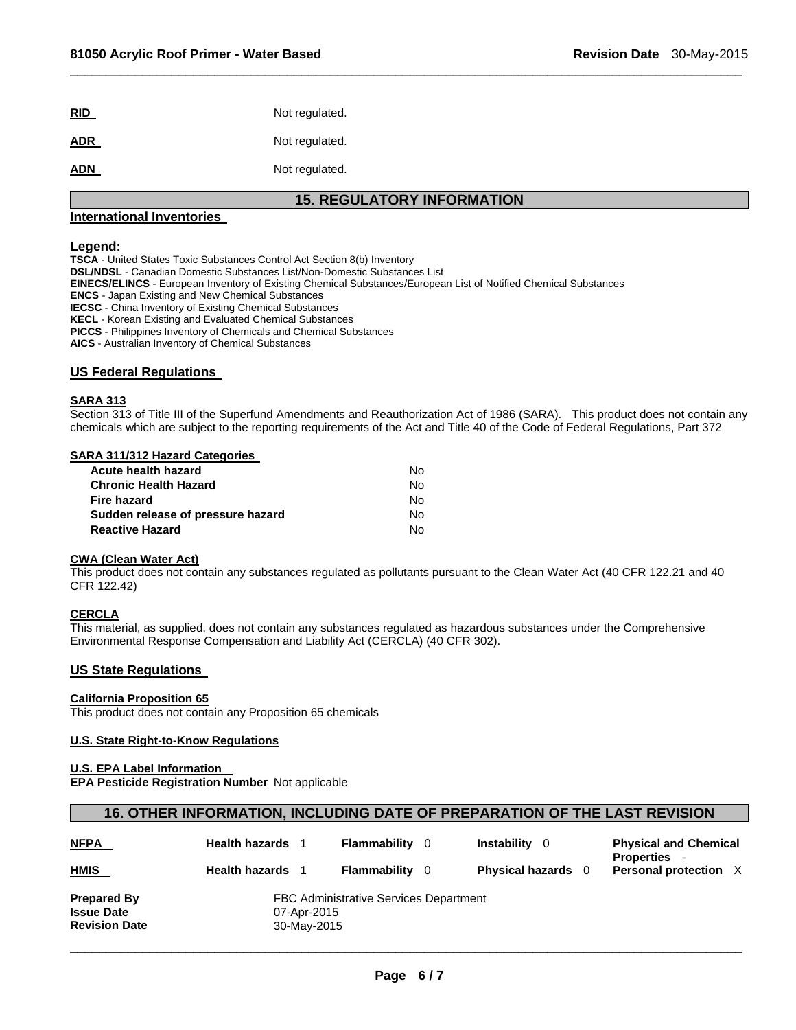| | |
|---|---|
| **RID** | Not regulated. |
| **ADR** | Not regulated. |
| **ADN** | Not regulated. |

## 15. REGULATORY INFORMATION

### International Inventories

**Legend:**

**TSCA** - United States Toxic Substances Control Act Section 8(b) Inventory
**DSL/NDSL** - Canadian Domestic Substances List/Non-Domestic Substances List
**EINECS/ELINCS** - European Inventory of Existing Chemical Substances/European List of Notified Chemical Substances
**ENCS** - Japan Existing and New Chemical Substances
**IECSC** - China Inventory of Existing Chemical Substances
**KECL** - Korean Existing and Evaluated Chemical Substances
**PICCS** - Philippines Inventory of Chemicals and Chemical Substances
**AICS** - Australian Inventory of Chemical Substances

### US Federal Regulations

**SARA 313**

Section 313 of Title III of the Superfund Amendments and Reauthorization Act of 1986 (SARA). This product does not contain any chemicals which are subject to the reporting requirements of the Act and Title 40 of the Code of Federal Regulations, Part 372

**SARA 311/312 Hazard Categories**

| | |
|---|---|
| **Acute health hazard** | No |
| **Chronic Health Hazard** | No |
| **Fire hazard** | No |
| **Sudden release of pressure hazard** | No |
| **Reactive Hazard** | No |

**CWA (Clean Water Act)**

This product does not contain any substances regulated as pollutants pursuant to the Clean Water Act (40 CFR 122.21 and 40 CFR 122.42)

**CERCLA**

This material, as supplied, does not contain any substances regulated as hazardous substances under the Comprehensive Environmental Response Compensation and Liability Act (CERCLA) (40 CFR 302).

### US State Regulations

**California Proposition 65**

This product does not contain any Proposition 65 chemicals

**U.S. State Right-to-Know Regulations**

**U.S. EPA Label Information**

**EPA Pesticide Registration Number** Not applicable

## 16. OTHER INFORMATION, INCLUDING DATE OF PREPARATION OF THE LAST REVISION

| | | | | |
|---|---|---|---|---|
| **NFPA** | **Health hazards** 1 | **Flammability** 0 | **Instability** 0 | **Physical and Chemical Properties** - |
| **HMIS** | **Health hazards** 1 | **Flammability** 0 | **Physical hazards** 0 | **Personal protection** X |

| | |
|---|---|
| **Prepared By** | FBC Administrative Services Department |
| **Issue Date** | 07-Apr-2015 |
| **Revision Date** | 30-May-2015 |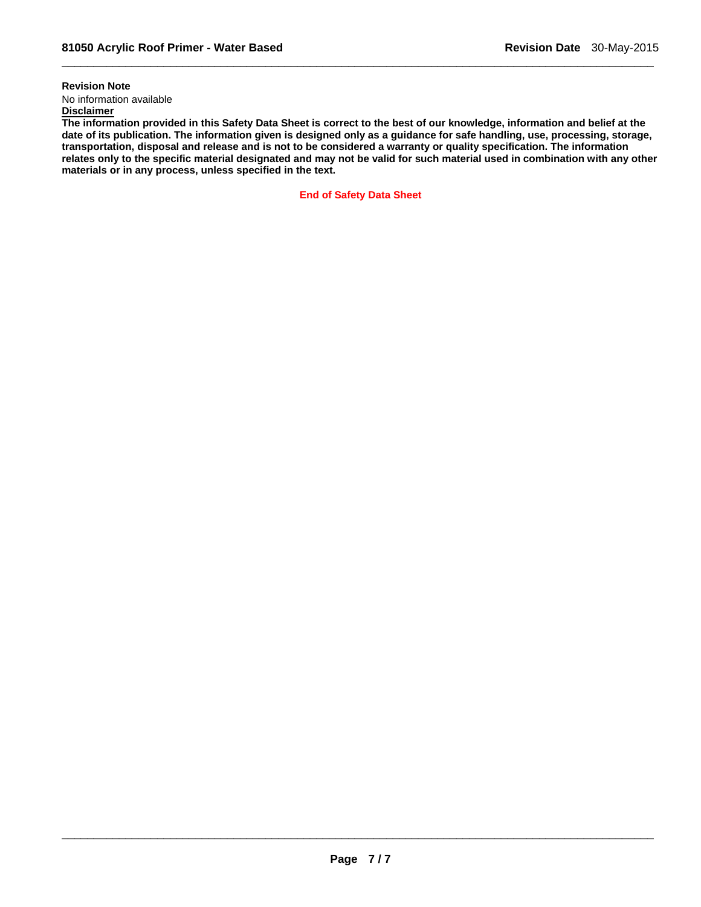**Revision Note**

No information available

**Disclaimer**

**The information provided in this Safety Data Sheet is correct to the best of our knowledge, information and belief at the date of its publication. The information given is designed only as a guidance for safe handling, use, processing, storage, transportation, disposal and release and is not to be considered a warranty or quality specification. The information relates only to the specific material designated and may not be valid for such material used in combination with any other materials or in any process, unless specified in the text.**

**End of Safety Data Sheet**